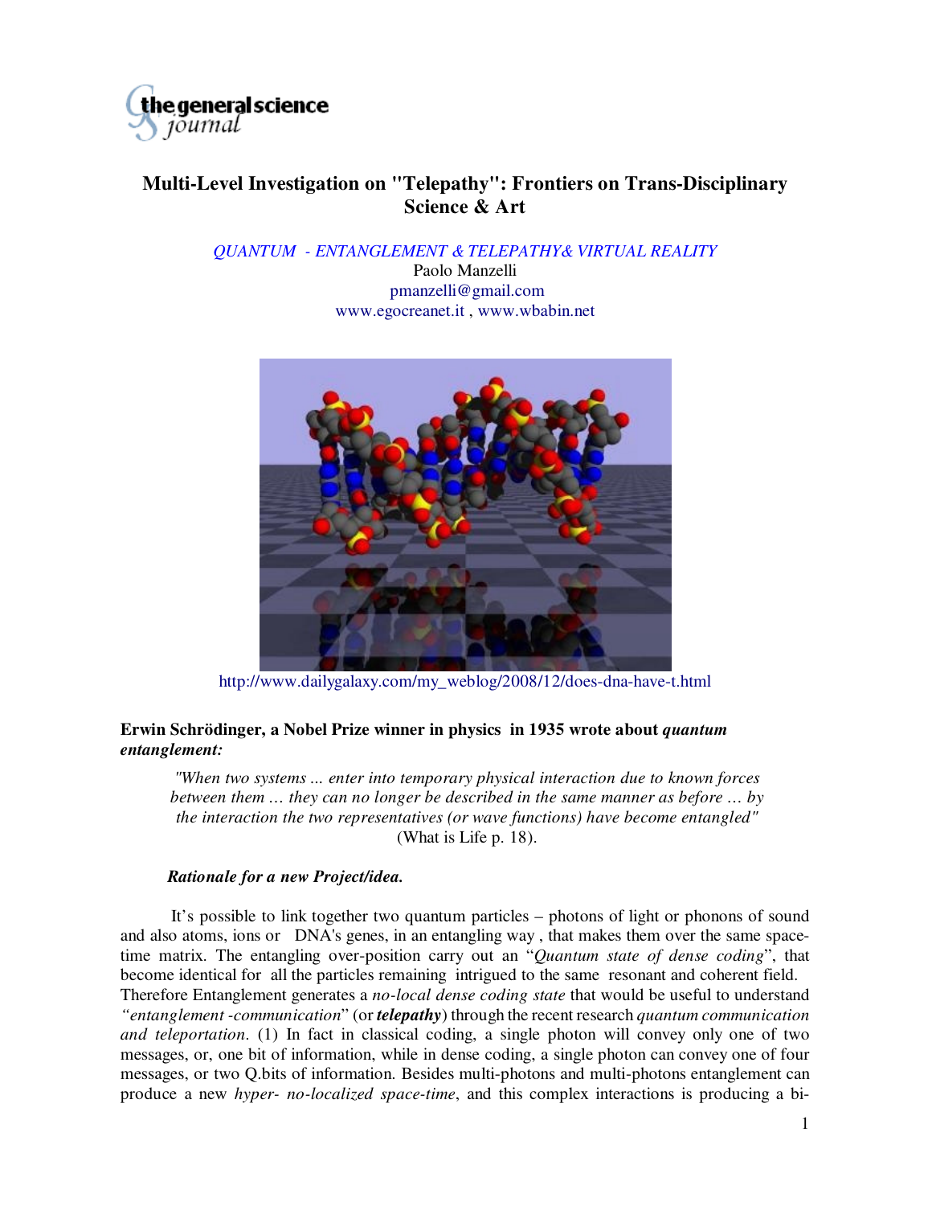# Multi-Level Investigation on "Telepathy": Frontiers on Trans-Disciplinary Science & Art

*QUANTUM - ENTANGLEMENT & TELEPATHY& VIRTUAL REALITY*

Paolo Manzelli

pmanzelli@gmail.com

www.egocreanet.it , www.wbabin.net

http://www.dailygalaxy.com/my_weblog/2008/12/does-dna-have-t.html

**Erwin Schrödinger, a Nobel Prize winner in physics in 1935 wrote about *quantum entanglement:***

> *"When two systems ... enter into temporary physical interaction due to known forces between them … they can no longer be described in the same manner as before … by the interaction the two representatives (or wave functions) have become entangled"* (What is Life p. 18).

***Rationale for a new Project/idea.***

It's possible to link together two quantum particles – photons of light or phonons of sound and also atoms, ions or DNA's genes, in an entangling way , that makes them over the same space-time matrix. The entangling over-position carry out an "*Quantum state of dense coding*", that become identical for all the particles remaining intrigued to the same resonant and coherent field. Therefore Entanglement generates a *no-local dense coding state* that would be useful to understand *"entanglement -communication*" (or ***telepathy***) through the recent research *quantum communication and teleportation*. (1) In fact in classical coding, a single photon will convey only one of two messages, or, one bit of information, while in dense coding, a single photon can convey one of four messages, or two Q.bits of information. Besides multi-photons and multi-photons entanglement can produce a new *hyper- no-localized space-time*, and this complex interactions is producing a bi-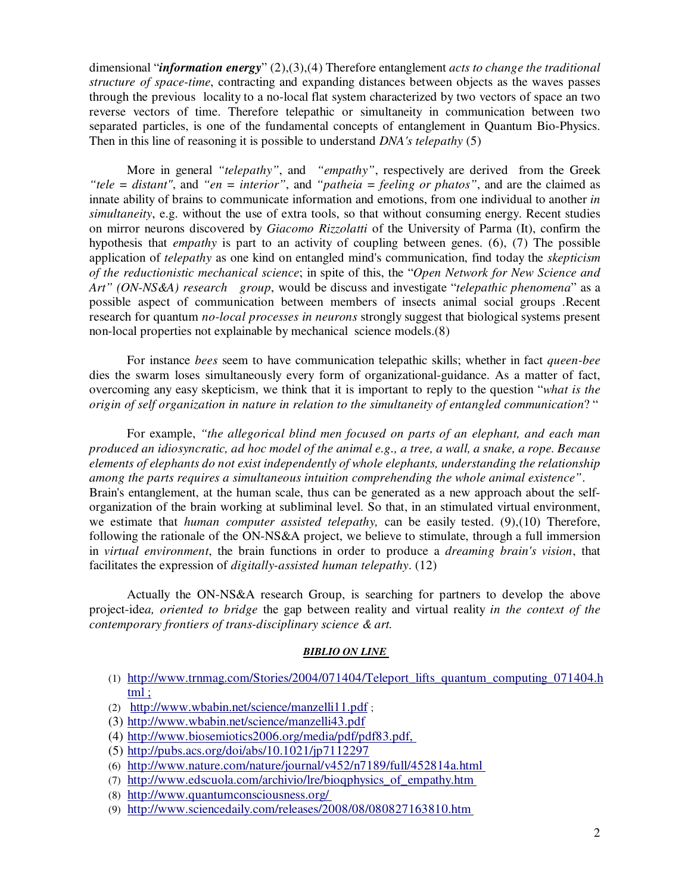dimensional "***information energy***" (2),(3),(4) Therefore entanglement *acts to change the traditional structure of space-time*, contracting and expanding distances between objects as the waves passes through the previous locality to a no-local flat system characterized by two vectors of space an two reverse vectors of time. Therefore telepathic or simultaneity in communication between two separated particles, is one of the fundamental concepts of entanglement in Quantum Bio-Physics. Then in this line of reasoning it is possible to understand *DNA's telepathy* (5)

More in general *"telepathy"*, and *"empathy"*, respectively are derived from the Greek *"tele = distant"*, and *"en = interior"*, and *"patheia = feeling or phatos"*, and are the claimed as innate ability of brains to communicate information and emotions, from one individual to another *in simultaneity*, e.g. without the use of extra tools, so that without consuming energy. Recent studies on mirror neurons discovered by *Giacomo Rizzolatti* of the University of Parma (It), confirm the hypothesis that *empathy* is part to an activity of coupling between genes. (6), (7) The possible application of *telepathy* as one kind on entangled mind's communication, find today the *skepticism of the reductionistic mechanical science*; in spite of this, the "*Open Network for New Science and Art" (ON-NS&A) research group*, would be discuss and investigate "*telepathic phenomena*" as a possible aspect of communication between members of insects animal social groups .Recent research for quantum *no-local processes in neurons* strongly suggest that biological systems present non-local properties not explainable by mechanical science models.(8)

For instance *bees* seem to have communication telepathic skills; whether in fact *queen-bee* dies the swarm loses simultaneously every form of organizational-guidance. As a matter of fact, overcoming any easy skepticism, we think that it is important to reply to the question "*what is the origin of self organization in nature in relation to the simultaneity of entangled communication*? "

For example, *"the allegorical blind men focused on parts of an elephant, and each man produced an idiosyncratic, ad hoc model of the animal e.g., a tree, a wall, a snake, a rope. Because elements of elephants do not exist independently of whole elephants, understanding the relationship among the parts requires a simultaneous intuition comprehending the whole animal existence"*.
Brain's entanglement, at the human scale, thus can be generated as a new approach about the self-organization of the brain working at subliminal level. So that, in an stimulated virtual environment, we estimate that *human computer assisted telepathy,* can be easily tested. (9),(10) Therefore, following the rationale of the ON-NS&A project, we believe to stimulate, through a full immersion in *virtual environment*, the brain functions in order to produce a *dreaming brain's vision*, that facilitates the expression of *digitally-assisted human telepathy*. (12)

Actually the ON-NS&A research Group, is searching for partners to develop the above project-ide*a, oriented to bridge* the gap between reality and virtual reality *in the context of the contemporary frontiers of trans-disciplinary science & art.*

***BIBLIO ON LINE***

(1) http://www.trnmag.com/Stories/2004/071404/Teleport_lifts_quantum_computing_071404.html ;
(2) http://www.wbabin.net/science/manzelli11.pdf ;
(3) http://www.wbabin.net/science/manzelli43.pdf
(4) http://www.biosemiotics2006.org/media/pdf/pdf83.pdf,
(5) http://pubs.acs.org/doi/abs/10.1021/jp7112297
(6) http://www.nature.com/nature/journal/v452/n7189/full/452814a.html
(7) http://www.edscuola.com/archivio/lre/bioqphysics_of_empathy.htm
(8) http://www.quantumconsciousness.org/
(9) http://www.sciencedaily.com/releases/2008/08/080827163810.htm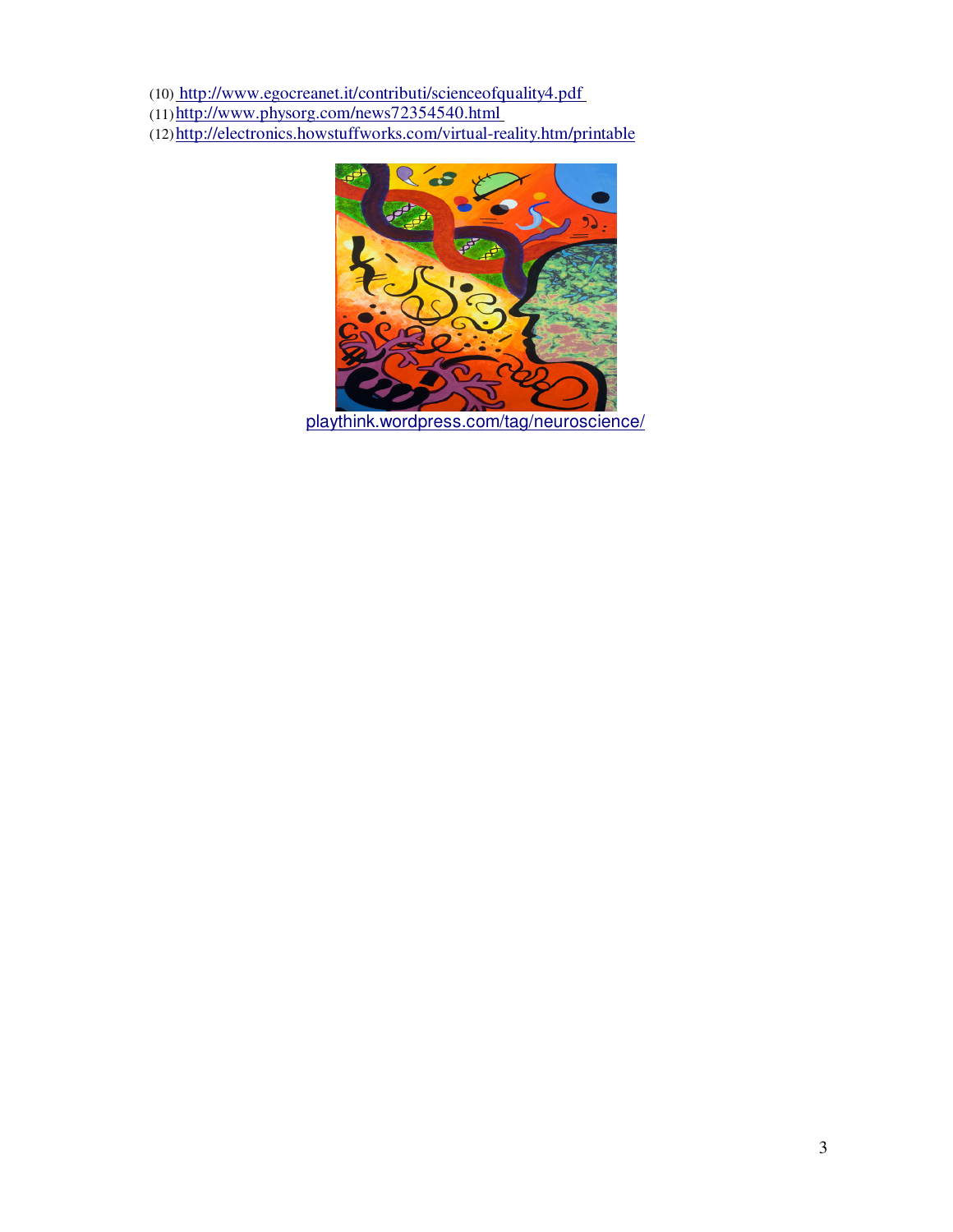(10) http://www.egocreanet.it/contributi/scienceofquality4.pdf
(11) http://www.physorg.com/news72354540.html
(12) http://electronics.howstuffworks.com/virtual-reality.htm/printable

playthink.wordpress.com/tag/neuroscience/